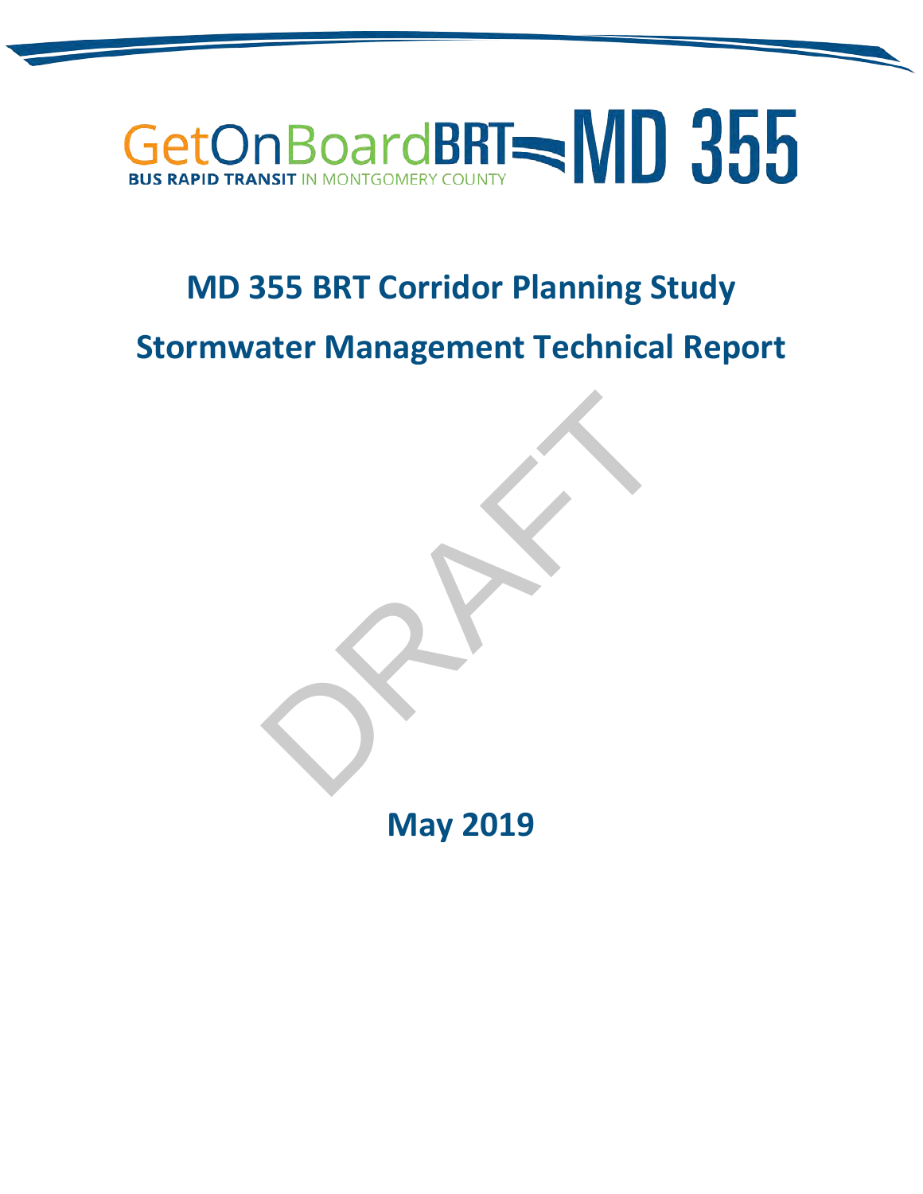GetOnBoardBRT MD 355

BUS RAPID TRANSIT IN MONTGOMERY COUNTY

# MD 355 BRT Corridor Planning Study

# Stormwater Management Technical Report

DRAFT

**May 2019**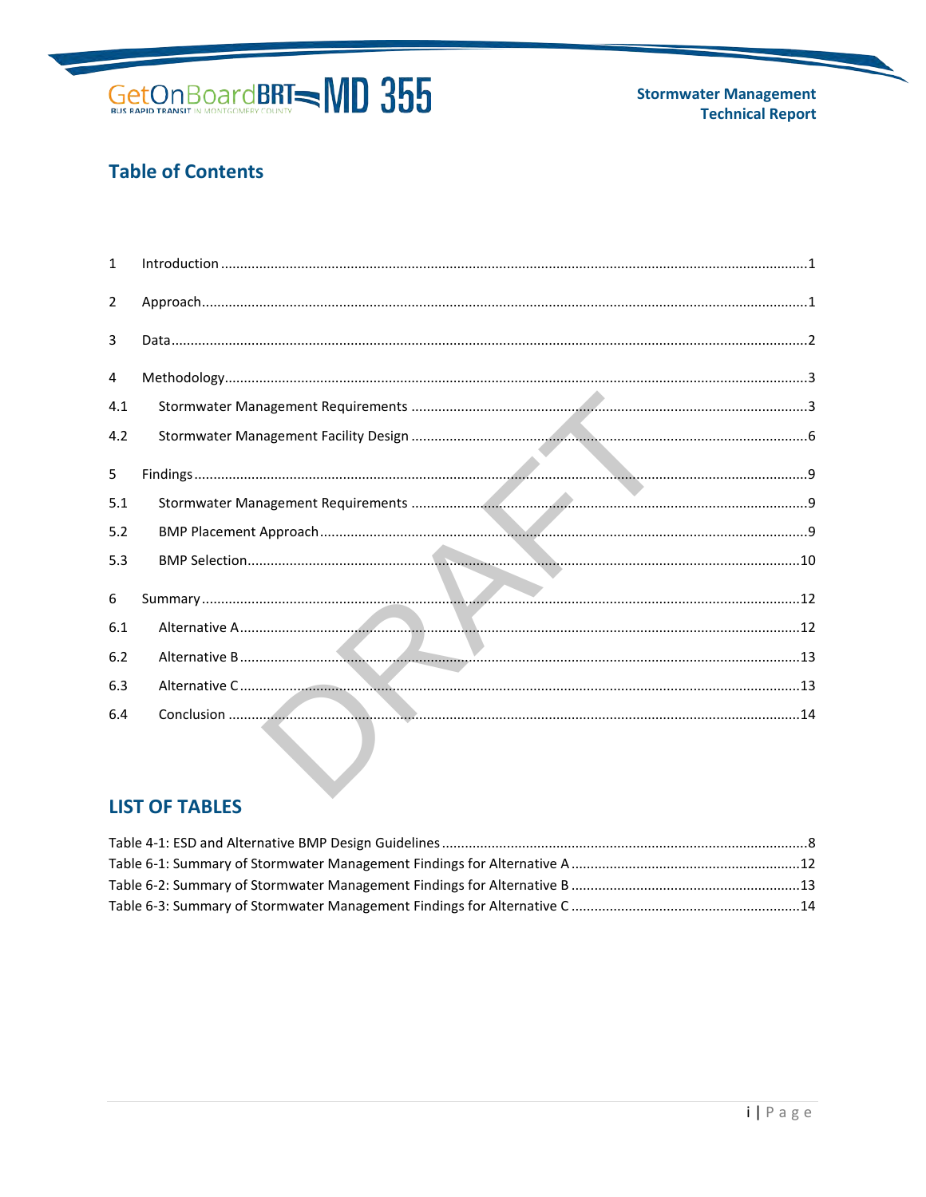## Table of Contents

1 Introduction .......................................................................................................................................1

2 Approach............................................................................................................................................1

3 Data....................................................................................................................................................2

4 Methodology.......................................................................................................................................3

4.1 Stormwater Management Requirements ......................................................................................3

4.2 Stormwater Management Facility Design ......................................................................................6

5 Findings ..............................................................................................................................................9

5.1 Stormwater Management Requirements ......................................................................................9

5.2 BMP Placement Approach..............................................................................................................9

5.3 BMP Selection...............................................................................................................................10

6 Summary ...........................................................................................................................................12

6.1 Alternative A..................................................................................................................................12

6.2 Alternative B..................................................................................................................................13

6.3 Alternative C..................................................................................................................................13

6.4 Conclusion .....................................................................................................................................14

## LIST OF TABLES

Table 4-1: ESD and Alternative BMP Design Guidelines ...............................................................................8
Table 6-1: Summary of Stormwater Management Findings for Alternative A ...........................................12
Table 6-2: Summary of Stormwater Management Findings for Alternative B ...........................................13
Table 6-3: Summary of Stormwater Management Findings for Alternative C ...........................................14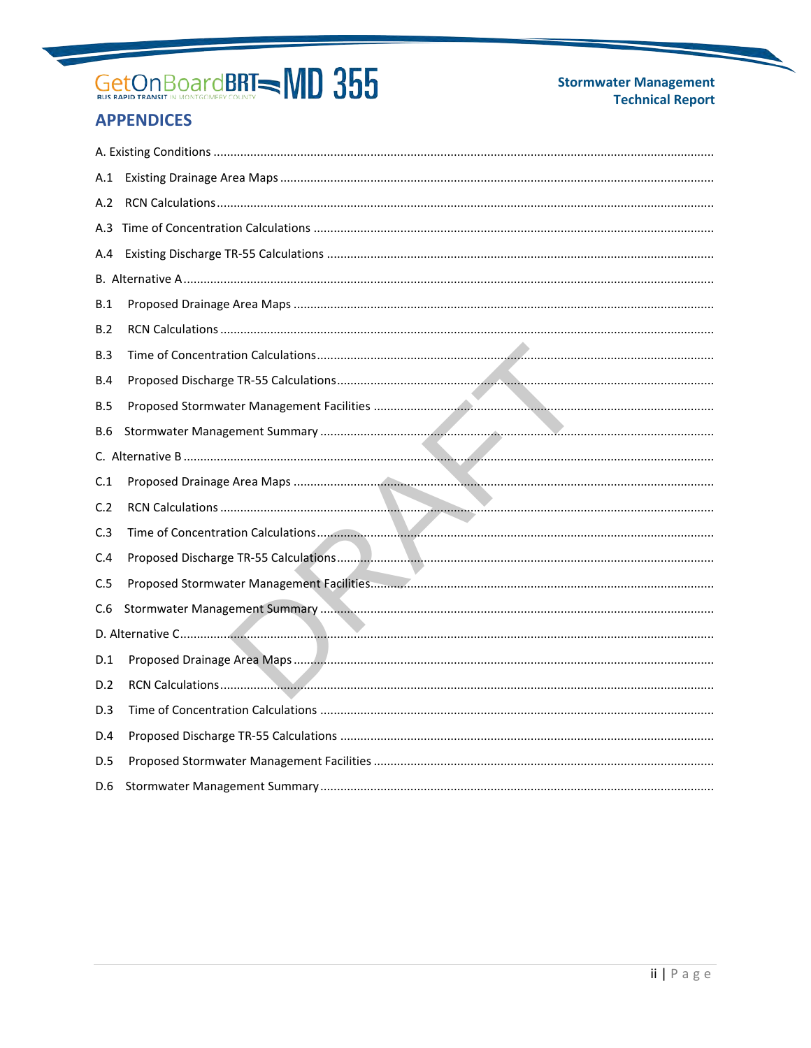## APPENDICES

A. Existing Conditions

A.1 Existing Drainage Area Maps

A.2 RCN Calculations

A.3 Time of Concentration Calculations

A.4 Existing Discharge TR-55 Calculations

B. Alternative A

B.1 Proposed Drainage Area Maps

B.2 RCN Calculations

B.3 Time of Concentration Calculations

B.4 Proposed Discharge TR-55 Calculations

B.5 Proposed Stormwater Management Facilities

B.6 Stormwater Management Summary

C. Alternative B

C.1 Proposed Drainage Area Maps

C.2 RCN Calculations

C.3 Time of Concentration Calculations

C.4 Proposed Discharge TR-55 Calculations

C.5 Proposed Stormwater Management Facilities

C.6 Stormwater Management Summary

D. Alternative C

D.1 Proposed Drainage Area Maps

D.2 RCN Calculations

D.3 Time of Concentration Calculations

D.4 Proposed Discharge TR-55 Calculations

D.5 Proposed Stormwater Management Facilities

D.6 Stormwater Management Summary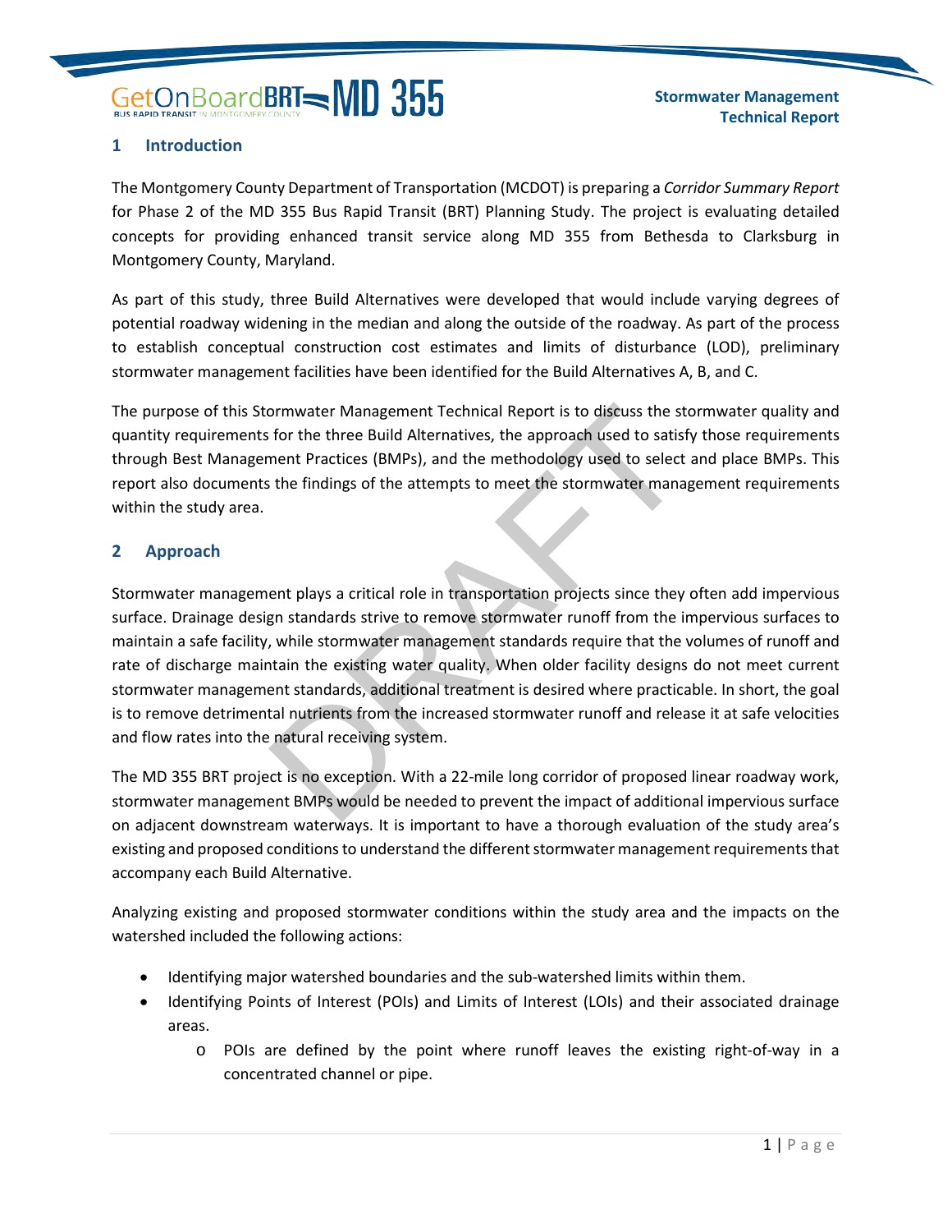## 1 Introduction

The Montgomery County Department of Transportation (MCDOT) is preparing a *Corridor Summary Report* for Phase 2 of the MD 355 Bus Rapid Transit (BRT) Planning Study. The project is evaluating detailed concepts for providing enhanced transit service along MD 355 from Bethesda to Clarksburg in Montgomery County, Maryland.

As part of this study, three Build Alternatives were developed that would include varying degrees of potential roadway widening in the median and along the outside of the roadway. As part of the process to establish conceptual construction cost estimates and limits of disturbance (LOD), preliminary stormwater management facilities have been identified for the Build Alternatives A, B, and C.

The purpose of this Stormwater Management Technical Report is to discuss the stormwater quality and quantity requirements for the three Build Alternatives, the approach used to satisfy those requirements through Best Management Practices (BMPs), and the methodology used to select and place BMPs. This report also documents the findings of the attempts to meet the stormwater management requirements within the study area.

## 2 Approach

Stormwater management plays a critical role in transportation projects since they often add impervious surface. Drainage design standards strive to remove stormwater runoff from the impervious surfaces to maintain a safe facility, while stormwater management standards require that the volumes of runoff and rate of discharge maintain the existing water quality. When older facility designs do not meet current stormwater management standards, additional treatment is desired where practicable. In short, the goal is to remove detrimental nutrients from the increased stormwater runoff and release it at safe velocities and flow rates into the natural receiving system.

The MD 355 BRT project is no exception. With a 22-mile long corridor of proposed linear roadway work, stormwater management BMPs would be needed to prevent the impact of additional impervious surface on adjacent downstream waterways. It is important to have a thorough evaluation of the study area's existing and proposed conditions to understand the different stormwater management requirements that accompany each Build Alternative.

Analyzing existing and proposed stormwater conditions within the study area and the impacts on the watershed included the following actions:

- Identifying major watershed boundaries and the sub-watershed limits within them.
- Identifying Points of Interest (POIs) and Limits of Interest (LOIs) and their associated drainage areas.
  - POIs are defined by the point where runoff leaves the existing right-of-way in a concentrated channel or pipe.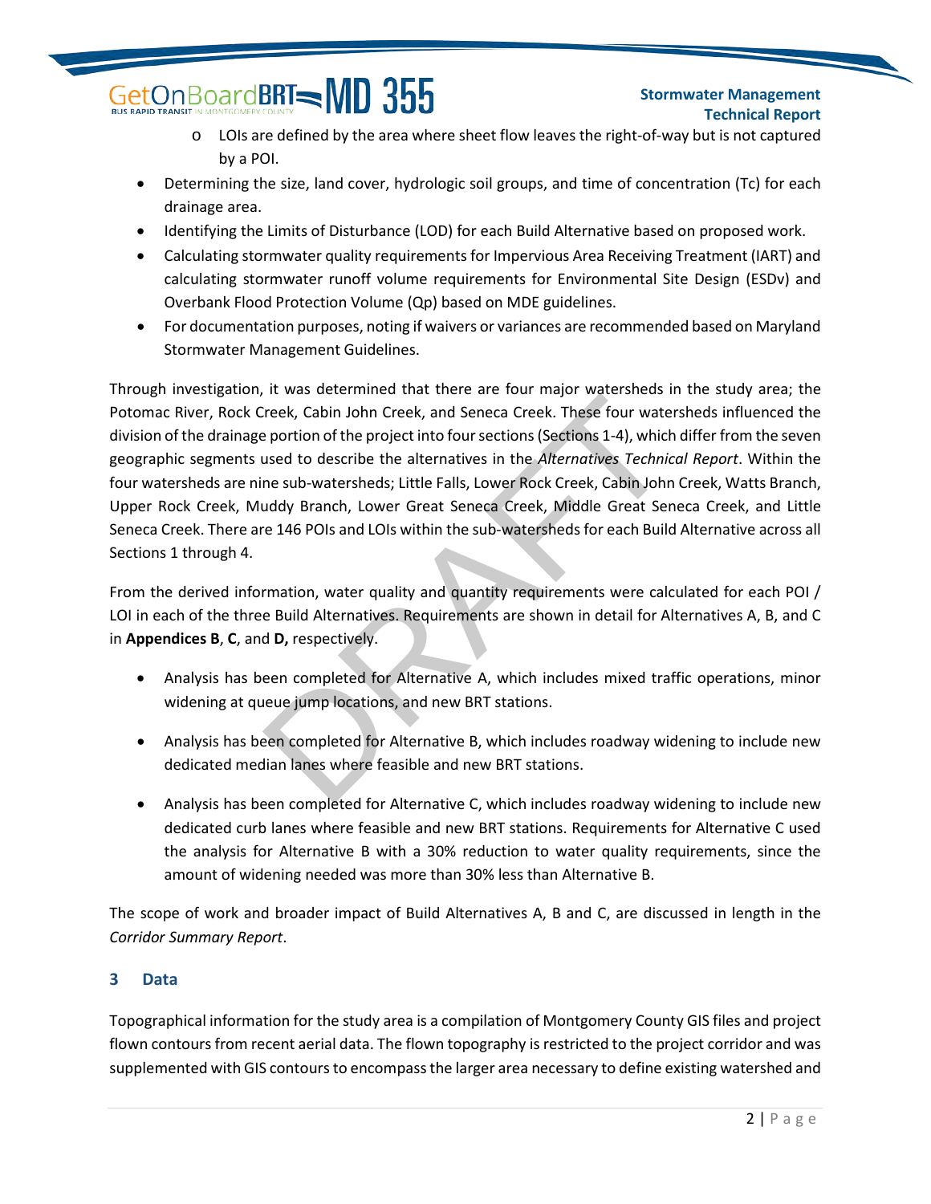- LOIs are defined by the area where sheet flow leaves the right-of-way but is not captured by a POI.
- Determining the size, land cover, hydrologic soil groups, and time of concentration (Tc) for each drainage area.
- Identifying the Limits of Disturbance (LOD) for each Build Alternative based on proposed work.
- Calculating stormwater quality requirements for Impervious Area Receiving Treatment (IART) and calculating stormwater runoff volume requirements for Environmental Site Design (ESDv) and Overbank Flood Protection Volume (Qp) based on MDE guidelines.
- For documentation purposes, noting if waivers or variances are recommended based on Maryland Stormwater Management Guidelines.

Through investigation, it was determined that there are four major watersheds in the study area; the Potomac River, Rock Creek, Cabin John Creek, and Seneca Creek. These four watersheds influenced the division of the drainage portion of the project into four sections (Sections 1-4), which differ from the seven geographic segments used to describe the alternatives in the *Alternatives Technical Report*. Within the four watersheds are nine sub-watersheds; Little Falls, Lower Rock Creek, Cabin John Creek, Watts Branch, Upper Rock Creek, Muddy Branch, Lower Great Seneca Creek, Middle Great Seneca Creek, and Little Seneca Creek. There are 146 POIs and LOIs within the sub-watersheds for each Build Alternative across all Sections 1 through 4.

From the derived information, water quality and quantity requirements were calculated for each POI / LOI in each of the three Build Alternatives. Requirements are shown in detail for Alternatives A, B, and C in **Appendices B**, **C**, and **D,** respectively.

- Analysis has been completed for Alternative A, which includes mixed traffic operations, minor widening at queue jump locations, and new BRT stations.
- Analysis has been completed for Alternative B, which includes roadway widening to include new dedicated median lanes where feasible and new BRT stations.
- Analysis has been completed for Alternative C, which includes roadway widening to include new dedicated curb lanes where feasible and new BRT stations. Requirements for Alternative C used the analysis for Alternative B with a 30% reduction to water quality requirements, since the amount of widening needed was more than 30% less than Alternative B.

The scope of work and broader impact of Build Alternatives A, B and C, are discussed in length in the *Corridor Summary Report*.

## 3 Data

Topographical information for the study area is a compilation of Montgomery County GIS files and project flown contours from recent aerial data. The flown topography is restricted to the project corridor and was supplemented with GIS contours to encompass the larger area necessary to define existing watershed and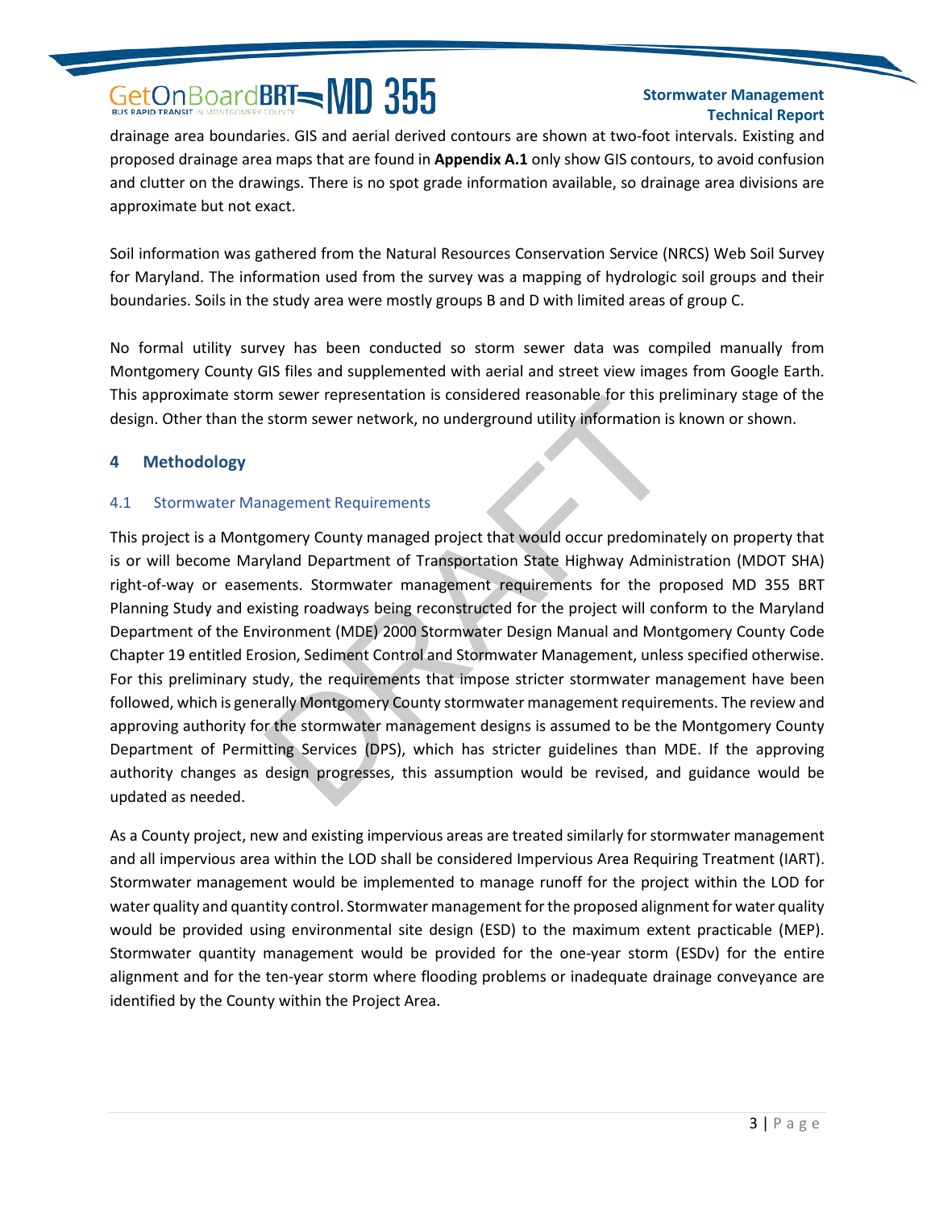drainage area boundaries. GIS and aerial derived contours are shown at two-foot intervals. Existing and proposed drainage area maps that are found in **Appendix A.1** only show GIS contours, to avoid confusion and clutter on the drawings. There is no spot grade information available, so drainage area divisions are approximate but not exact.

Soil information was gathered from the Natural Resources Conservation Service (NRCS) Web Soil Survey for Maryland. The information used from the survey was a mapping of hydrologic soil groups and their boundaries. Soils in the study area were mostly groups B and D with limited areas of group C.

No formal utility survey has been conducted so storm sewer data was compiled manually from Montgomery County GIS files and supplemented with aerial and street view images from Google Earth. This approximate storm sewer representation is considered reasonable for this preliminary stage of the design. Other than the storm sewer network, no underground utility information is known or shown.

## 4 Methodology

### 4.1 Stormwater Management Requirements

This project is a Montgomery County managed project that would occur predominately on property that is or will become Maryland Department of Transportation State Highway Administration (MDOT SHA) right-of-way or easements. Stormwater management requirements for the proposed MD 355 BRT Planning Study and existing roadways being reconstructed for the project will conform to the Maryland Department of the Environment (MDE) 2000 Stormwater Design Manual and Montgomery County Code Chapter 19 entitled Erosion, Sediment Control and Stormwater Management, unless specified otherwise. For this preliminary study, the requirements that impose stricter stormwater management have been followed, which is generally Montgomery County stormwater management requirements. The review and approving authority for the stormwater management designs is assumed to be the Montgomery County Department of Permitting Services (DPS), which has stricter guidelines than MDE. If the approving authority changes as design progresses, this assumption would be revised, and guidance would be updated as needed.

As a County project, new and existing impervious areas are treated similarly for stormwater management and all impervious area within the LOD shall be considered Impervious Area Requiring Treatment (IART). Stormwater management would be implemented to manage runoff for the project within the LOD for water quality and quantity control. Stormwater management for the proposed alignment for water quality would be provided using environmental site design (ESD) to the maximum extent practicable (MEP). Stormwater quantity management would be provided for the one-year storm (ESDv) for the entire alignment and for the ten-year storm where flooding problems or inadequate drainage conveyance are identified by the County within the Project Area.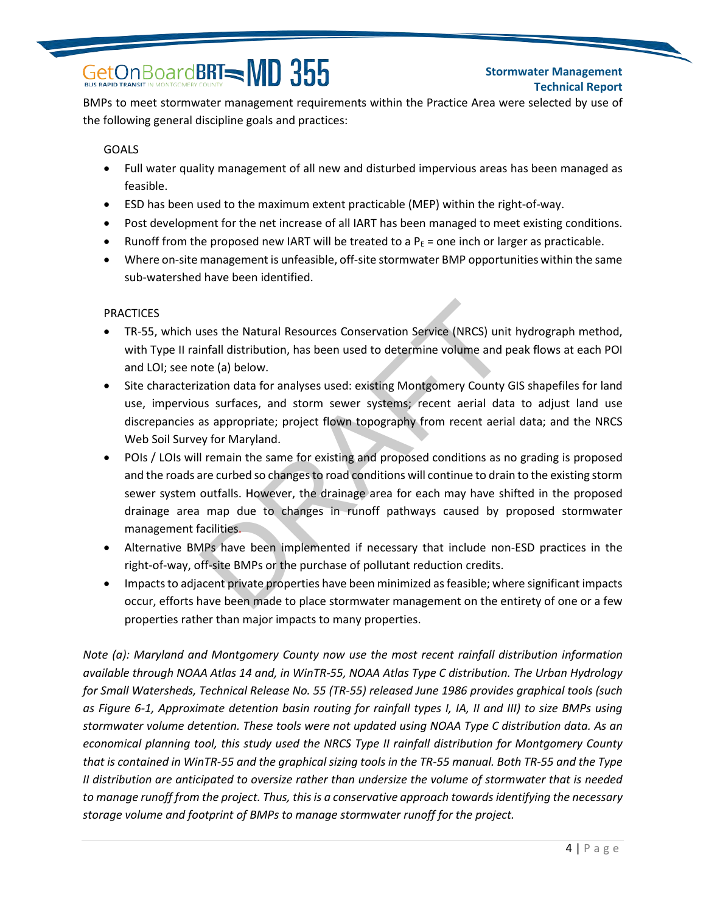BMPs to meet stormwater management requirements within the Practice Area were selected by use of the following general discipline goals and practices:

GOALS

- Full water quality management of all new and disturbed impervious areas has been managed as feasible.
- ESD has been used to the maximum extent practicable (MEP) within the right-of-way.
- Post development for the net increase of all IART has been managed to meet existing conditions.
- Runoff from the proposed new IART will be treated to a $P_E$ = one inch or larger as practicable.
- Where on-site management is unfeasible, off-site stormwater BMP opportunities within the same sub-watershed have been identified.

PRACTICES

- TR-55, which uses the Natural Resources Conservation Service (NRCS) unit hydrograph method, with Type II rainfall distribution, has been used to determine volume and peak flows at each POI and LOI; see note (a) below.
- Site characterization data for analyses used: existing Montgomery County GIS shapefiles for land use, impervious surfaces, and storm sewer systems; recent aerial data to adjust land use discrepancies as appropriate; project flown topography from recent aerial data; and the NRCS Web Soil Survey for Maryland.
- POIs / LOIs will remain the same for existing and proposed conditions as no grading is proposed and the roads are curbed so changes to road conditions will continue to drain to the existing storm sewer system outfalls. However, the drainage area for each may have shifted in the proposed drainage area map due to changes in runoff pathways caused by proposed stormwater management facilities.
- Alternative BMPs have been implemented if necessary that include non-ESD practices in the right-of-way, off-site BMPs or the purchase of pollutant reduction credits.
- Impacts to adjacent private properties have been minimized as feasible; where significant impacts occur, efforts have been made to place stormwater management on the entirety of one or a few properties rather than major impacts to many properties.

*Note (a): Maryland and Montgomery County now use the most recent rainfall distribution information available through NOAA Atlas 14 and, in WinTR-55, NOAA Atlas Type C distribution. The Urban Hydrology for Small Watersheds, Technical Release No. 55 (TR-55) released June 1986 provides graphical tools (such as Figure 6-1, Approximate detention basin routing for rainfall types I, IA, II and III) to size BMPs using stormwater volume detention. These tools were not updated using NOAA Type C distribution data. As an economical planning tool, this study used the NRCS Type II rainfall distribution for Montgomery County that is contained in WinTR-55 and the graphical sizing tools in the TR-55 manual. Both TR-55 and the Type II distribution are anticipated to oversize rather than undersize the volume of stormwater that is needed to manage runoff from the project. Thus, this is a conservative approach towards identifying the necessary storage volume and footprint of BMPs to manage stormwater runoff for the project.*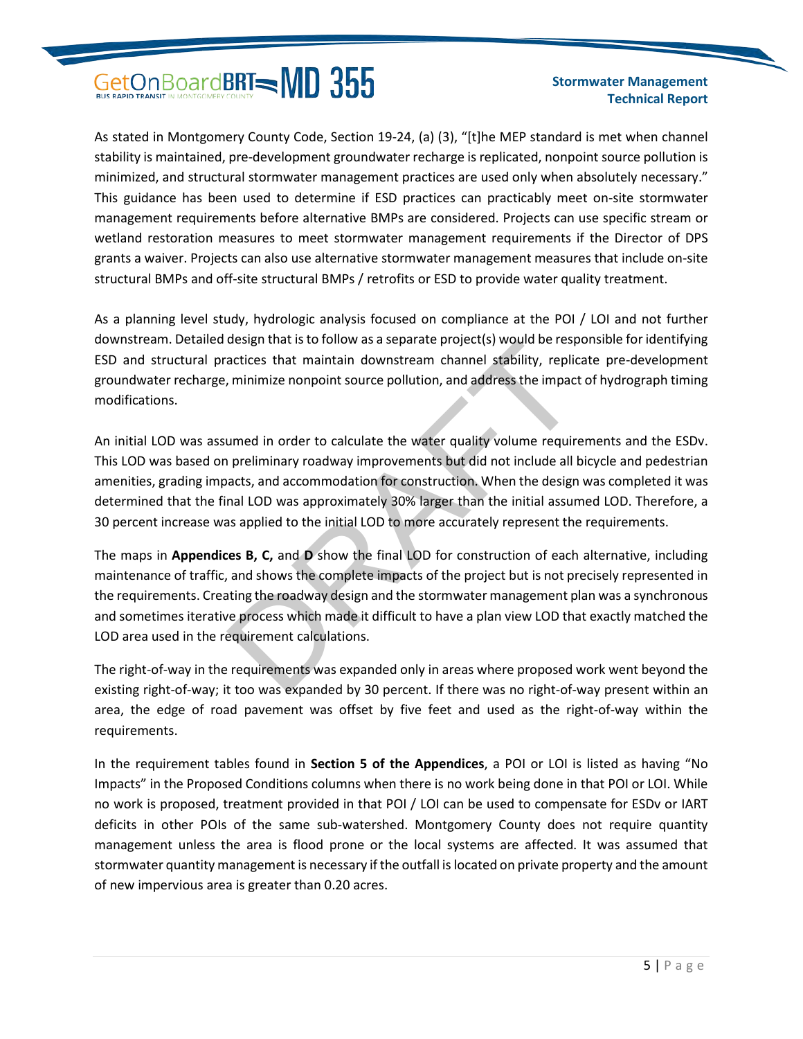As stated in Montgomery County Code, Section 19-24, (a) (3), "[t]he MEP standard is met when channel stability is maintained, pre-development groundwater recharge is replicated, nonpoint source pollution is minimized, and structural stormwater management practices are used only when absolutely necessary." This guidance has been used to determine if ESD practices can practicably meet on-site stormwater management requirements before alternative BMPs are considered. Projects can use specific stream or wetland restoration measures to meet stormwater management requirements if the Director of DPS grants a waiver. Projects can also use alternative stormwater management measures that include on-site structural BMPs and off-site structural BMPs / retrofits or ESD to provide water quality treatment.

As a planning level study, hydrologic analysis focused on compliance at the POI / LOI and not further downstream. Detailed design that is to follow as a separate project(s) would be responsible for identifying ESD and structural practices that maintain downstream channel stability, replicate pre-development groundwater recharge, minimize nonpoint source pollution, and address the impact of hydrograph timing modifications.

An initial LOD was assumed in order to calculate the water quality volume requirements and the ESDv. This LOD was based on preliminary roadway improvements but did not include all bicycle and pedestrian amenities, grading impacts, and accommodation for construction. When the design was completed it was determined that the final LOD was approximately 30% larger than the initial assumed LOD. Therefore, a 30 percent increase was applied to the initial LOD to more accurately represent the requirements.

The maps in **Appendices B, C,** and **D** show the final LOD for construction of each alternative, including maintenance of traffic, and shows the complete impacts of the project but is not precisely represented in the requirements. Creating the roadway design and the stormwater management plan was a synchronous and sometimes iterative process which made it difficult to have a plan view LOD that exactly matched the LOD area used in the requirement calculations.

The right-of-way in the requirements was expanded only in areas where proposed work went beyond the existing right-of-way; it too was expanded by 30 percent. If there was no right-of-way present within an area, the edge of road pavement was offset by five feet and used as the right-of-way within the requirements.

In the requirement tables found in **Section 5 of the Appendices**, a POI or LOI is listed as having "No Impacts" in the Proposed Conditions columns when there is no work being done in that POI or LOI. While no work is proposed, treatment provided in that POI / LOI can be used to compensate for ESDv or IART deficits in other POIs of the same sub-watershed. Montgomery County does not require quantity management unless the area is flood prone or the local systems are affected. It was assumed that stormwater quantity management is necessary if the outfall is located on private property and the amount of new impervious area is greater than 0.20 acres.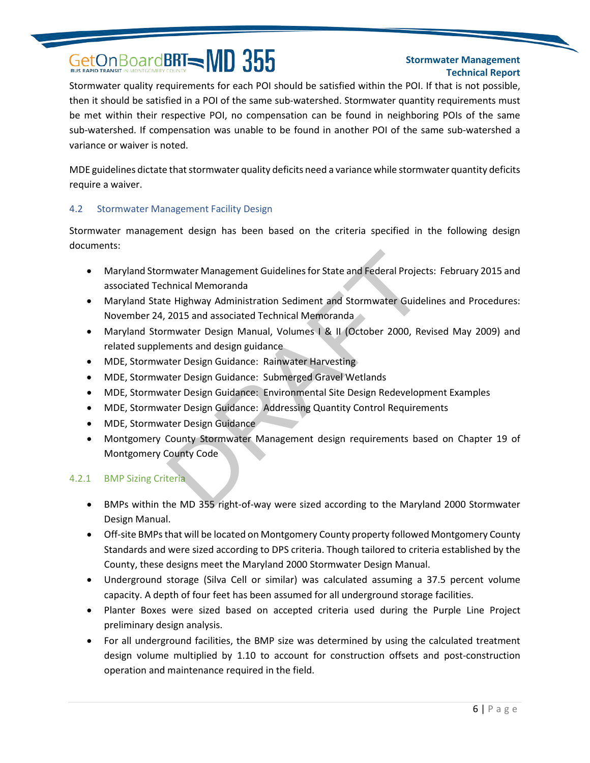Stormwater quality requirements for each POI should be satisfied within the POI. If that is not possible, then it should be satisfied in a POI of the same sub-watershed. Stormwater quantity requirements must be met within their respective POI, no compensation can be found in neighboring POIs of the same sub-watershed. If compensation was unable to be found in another POI of the same sub-watershed a variance or waiver is noted.

MDE guidelines dictate that stormwater quality deficits need a variance while stormwater quantity deficits require a waiver.

## 4.2 Stormwater Management Facility Design

Stormwater management design has been based on the criteria specified in the following design documents:

- Maryland Stormwater Management Guidelines for State and Federal Projects: February 2015 and associated Technical Memoranda
- Maryland State Highway Administration Sediment and Stormwater Guidelines and Procedures: November 24, 2015 and associated Technical Memoranda
- Maryland Stormwater Design Manual, Volumes I & II (October 2000, Revised May 2009) and related supplements and design guidance
- MDE, Stormwater Design Guidance: Rainwater Harvesting
- MDE, Stormwater Design Guidance: Submerged Gravel Wetlands
- MDE, Stormwater Design Guidance: Environmental Site Design Redevelopment Examples
- MDE, Stormwater Design Guidance: Addressing Quantity Control Requirements
- MDE, Stormwater Design Guidance
- Montgomery County Stormwater Management design requirements based on Chapter 19 of Montgomery County Code

### 4.2.1 BMP Sizing Criteria

- BMPs within the MD 355 right-of-way were sized according to the Maryland 2000 Stormwater Design Manual.
- Off-site BMPs that will be located on Montgomery County property followed Montgomery County Standards and were sized according to DPS criteria. Though tailored to criteria established by the County, these designs meet the Maryland 2000 Stormwater Design Manual.
- Underground storage (Silva Cell or similar) was calculated assuming a 37.5 percent volume capacity. A depth of four feet has been assumed for all underground storage facilities.
- Planter Boxes were sized based on accepted criteria used during the Purple Line Project preliminary design analysis.
- For all underground facilities, the BMP size was determined by using the calculated treatment design volume multiplied by 1.10 to account for construction offsets and post-construction operation and maintenance required in the field.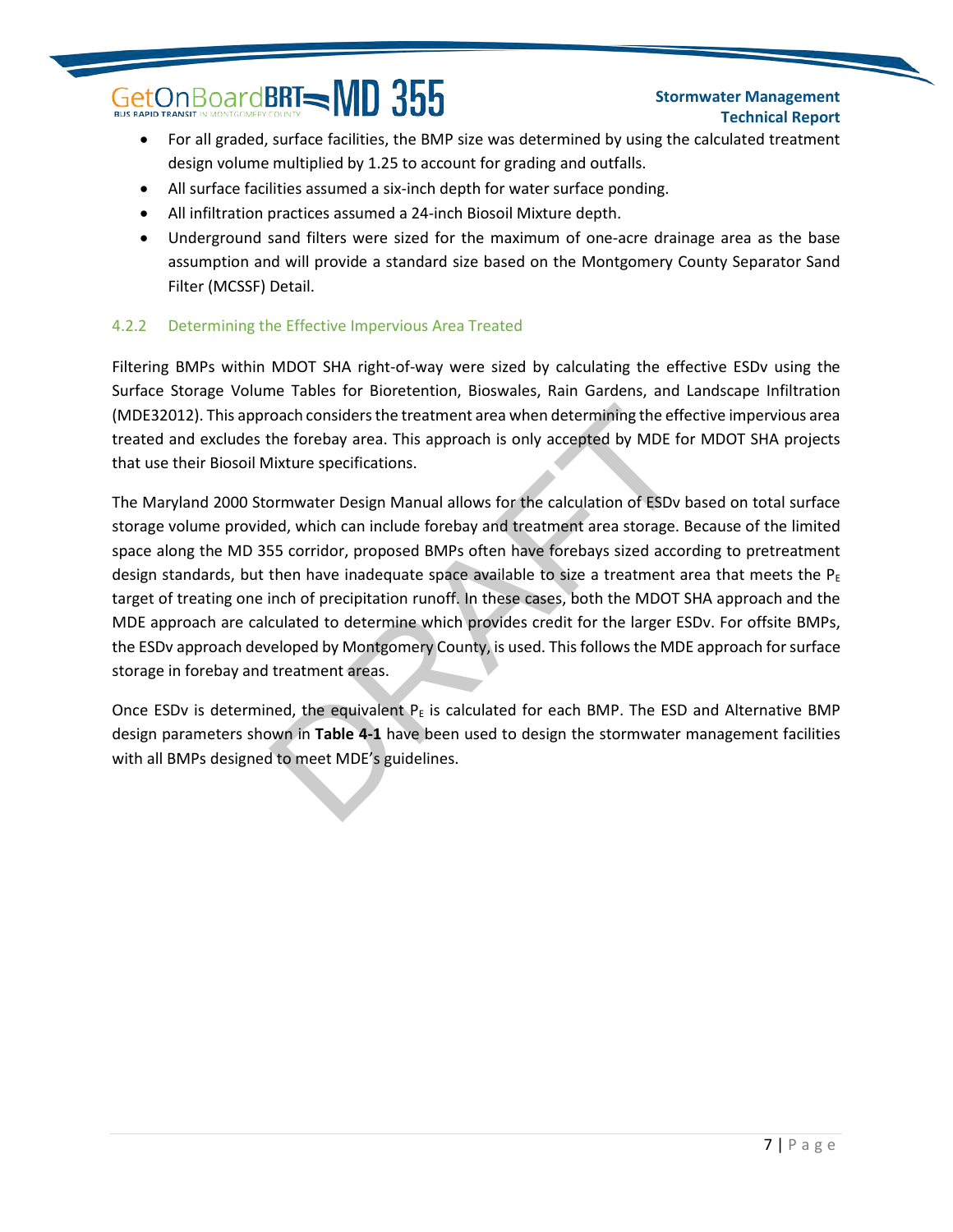- For all graded, surface facilities, the BMP size was determined by using the calculated treatment design volume multiplied by 1.25 to account for grading and outfalls.
- All surface facilities assumed a six-inch depth for water surface ponding.
- All infiltration practices assumed a 24-inch Biosoil Mixture depth.
- Underground sand filters were sized for the maximum of one-acre drainage area as the base assumption and will provide a standard size based on the Montgomery County Separator Sand Filter (MCSSF) Detail.

### 4.2.2 Determining the Effective Impervious Area Treated

Filtering BMPs within MDOT SHA right-of-way were sized by calculating the effective ESDv using the Surface Storage Volume Tables for Bioretention, Bioswales, Rain Gardens, and Landscape Infiltration (MDE32012). This approach considers the treatment area when determining the effective impervious area treated and excludes the forebay area. This approach is only accepted by MDE for MDOT SHA projects that use their Biosoil Mixture specifications.

The Maryland 2000 Stormwater Design Manual allows for the calculation of ESDv based on total surface storage volume provided, which can include forebay and treatment area storage. Because of the limited space along the MD 355 corridor, proposed BMPs often have forebays sized according to pretreatment design standards, but then have inadequate space available to size a treatment area that meets the $P_E$ target of treating one inch of precipitation runoff. In these cases, both the MDOT SHA approach and the MDE approach are calculated to determine which provides credit for the larger ESDv. For offsite BMPs, the ESDv approach developed by Montgomery County, is used. This follows the MDE approach for surface storage in forebay and treatment areas.

Once ESDv is determined, the equivalent $P_E$ is calculated for each BMP. The ESD and Alternative BMP design parameters shown in **Table 4-1** have been used to design the stormwater management facilities with all BMPs designed to meet MDE's guidelines.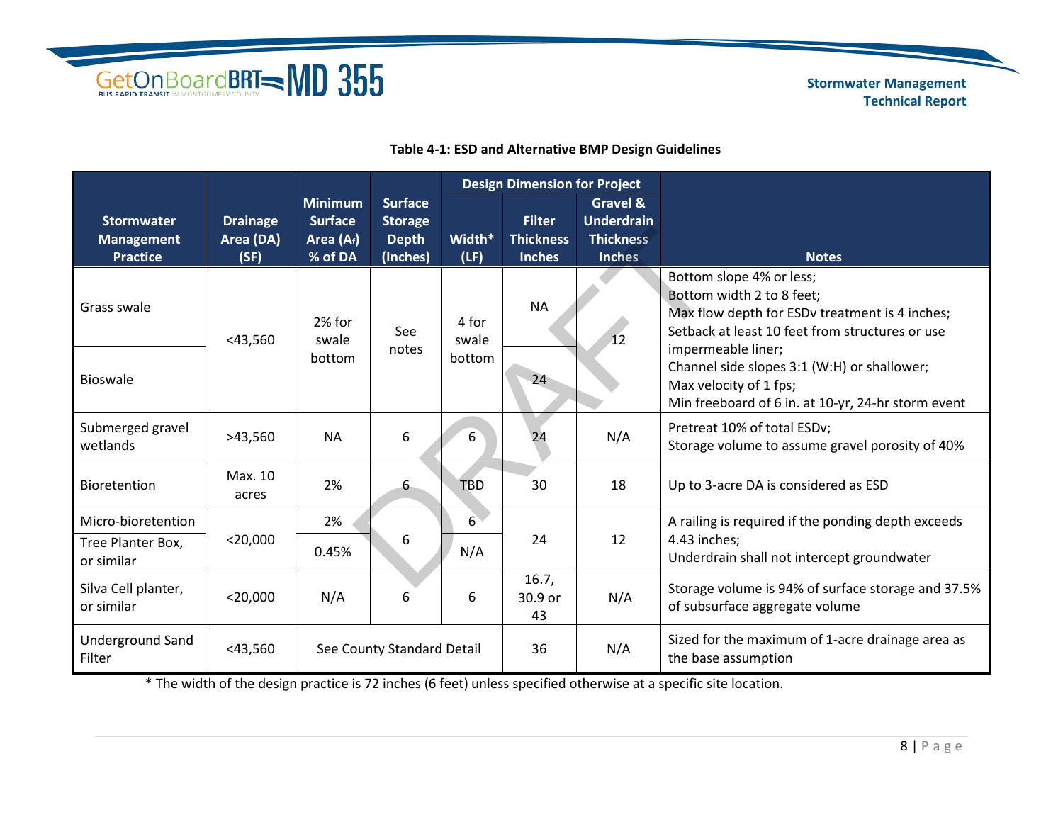**Table 4-1: ESD and Alternative BMP Design Guidelines**

| Stormwater Management Practice | Drainage Area (DA) (SF) | Minimum Surface Area ($A_f$) % of DA | Surface Storage Depth (Inches) | Design Dimension for Project | | | Notes |
|---|---|---|---|---|---|---|---|
| | | | | Width* (LF) | Filter Thickness Inches | Gravel & Underdrain Thickness Inches | |
| Grass swale | <43,560 | 2% for swale bottom | See notes | 4 for swale bottom | NA | 12 | Bottom slope 4% or less; Bottom width 2 to 8 feet; Max flow depth for ESDv treatment is 4 inches; Setback at least 10 feet from structures or use impermeable liner; Channel side slopes 3:1 (W:H) or shallower; Max velocity of 1 fps; Min freeboard of 6 in. at 10-yr, 24-hr storm event |
| Bioswale | | | | | 24 | | |
| Submerged gravel wetlands | >43,560 | NA | 6 | 6 | 24 | N/A | Pretreat 10% of total ESDv; Storage volume to assume gravel porosity of 40% |
| Bioretention | Max. 10 acres | 2% | 6 | TBD | 30 | 18 | Up to 3-acre DA is considered as ESD |
| Micro-bioretention | <20,000 | 2% | 6 | 6 | 24 | 12 | A railing is required if the ponding depth exceeds 4.43 inches; Underdrain shall not intercept groundwater |
| Tree Planter Box, or similar | | 0.45% | | N/A | | | |
| Silva Cell planter, or similar | <20,000 | N/A | 6 | 6 | 16.7, 30.9 or 43 | N/A | Storage volume is 94% of surface storage and 37.5% of subsurface aggregate volume |
| Underground Sand Filter | <43,560 | See County Standard Detail | | | 36 | N/A | Sized for the maximum of 1-acre drainage area as the base assumption |

* The width of the design practice is 72 inches (6 feet) unless specified otherwise at a specific site location.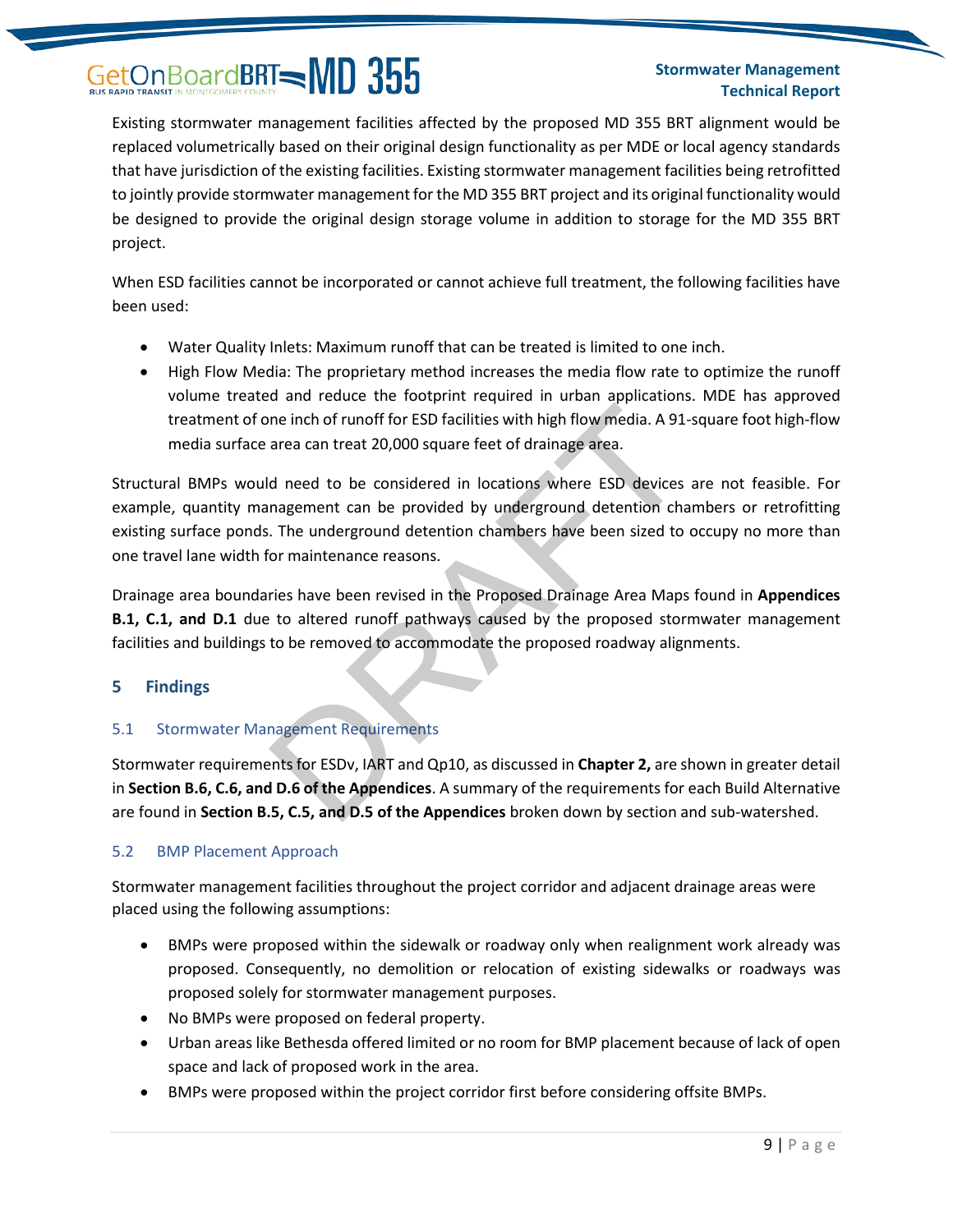Existing stormwater management facilities affected by the proposed MD 355 BRT alignment would be replaced volumetrically based on their original design functionality as per MDE or local agency standards that have jurisdiction of the existing facilities. Existing stormwater management facilities being retrofitted to jointly provide stormwater management for the MD 355 BRT project and its original functionality would be designed to provide the original design storage volume in addition to storage for the MD 355 BRT project.

When ESD facilities cannot be incorporated or cannot achieve full treatment, the following facilities have been used:

- Water Quality Inlets: Maximum runoff that can be treated is limited to one inch.
- High Flow Media: The proprietary method increases the media flow rate to optimize the runoff volume treated and reduce the footprint required in urban applications. MDE has approved treatment of one inch of runoff for ESD facilities with high flow media. A 91-square foot high-flow media surface area can treat 20,000 square feet of drainage area.

Structural BMPs would need to be considered in locations where ESD devices are not feasible. For example, quantity management can be provided by underground detention chambers or retrofitting existing surface ponds. The underground detention chambers have been sized to occupy no more than one travel lane width for maintenance reasons.

Drainage area boundaries have been revised in the Proposed Drainage Area Maps found in **Appendices B.1, C.1, and D.1** due to altered runoff pathways caused by the proposed stormwater management facilities and buildings to be removed to accommodate the proposed roadway alignments.

## 5 Findings

### 5.1 Stormwater Management Requirements

Stormwater requirements for ESDv, IART and Qp10, as discussed in **Chapter 2,** are shown in greater detail in **Section B.6, C.6, and D.6 of the Appendices**. A summary of the requirements for each Build Alternative are found in **Section B.5, C.5, and D.5 of the Appendices** broken down by section and sub-watershed.

### 5.2 BMP Placement Approach

Stormwater management facilities throughout the project corridor and adjacent drainage areas were placed using the following assumptions:

- BMPs were proposed within the sidewalk or roadway only when realignment work already was proposed. Consequently, no demolition or relocation of existing sidewalks or roadways was proposed solely for stormwater management purposes.
- No BMPs were proposed on federal property.
- Urban areas like Bethesda offered limited or no room for BMP placement because of lack of open space and lack of proposed work in the area.
- BMPs were proposed within the project corridor first before considering offsite BMPs.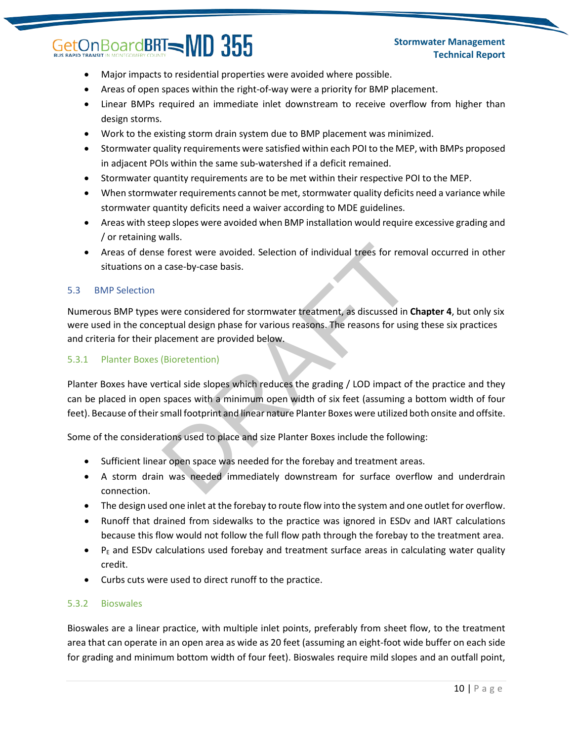- Major impacts to residential properties were avoided where possible.
- Areas of open spaces within the right-of-way were a priority for BMP placement.
- Linear BMPs required an immediate inlet downstream to receive overflow from higher than design storms.
- Work to the existing storm drain system due to BMP placement was minimized.
- Stormwater quality requirements were satisfied within each POI to the MEP, with BMPs proposed in adjacent POIs within the same sub-watershed if a deficit remained.
- Stormwater quantity requirements are to be met within their respective POI to the MEP.
- When stormwater requirements cannot be met, stormwater quality deficits need a variance while stormwater quantity deficits need a waiver according to MDE guidelines.
- Areas with steep slopes were avoided when BMP installation would require excessive grading and / or retaining walls.
- Areas of dense forest were avoided. Selection of individual trees for removal occurred in other situations on a case-by-case basis.

### 5.3 BMP Selection

Numerous BMP types were considered for stormwater treatment, as discussed in **Chapter 4**, but only six were used in the conceptual design phase for various reasons. The reasons for using these six practices and criteria for their placement are provided below.

#### 5.3.1 Planter Boxes (Bioretention)

Planter Boxes have vertical side slopes which reduces the grading / LOD impact of the practice and they can be placed in open spaces with a minimum open width of six feet (assuming a bottom width of four feet). Because of their small footprint and linear nature Planter Boxes were utilized both onsite and offsite.

Some of the considerations used to place and size Planter Boxes include the following:

- Sufficient linear open space was needed for the forebay and treatment areas.
- A storm drain was needed immediately downstream for surface overflow and underdrain connection.
- The design used one inlet at the forebay to route flow into the system and one outlet for overflow.
- Runoff that drained from sidewalks to the practice was ignored in ESDv and IART calculations because this flow would not follow the full flow path through the forebay to the treatment area.
- $P_E$ and ESDv calculations used forebay and treatment surface areas in calculating water quality credit.
- Curbs cuts were used to direct runoff to the practice.

#### 5.3.2 Bioswales

Bioswales are a linear practice, with multiple inlet points, preferably from sheet flow, to the treatment area that can operate in an open area as wide as 20 feet (assuming an eight-foot wide buffer on each side for grading and minimum bottom width of four feet). Bioswales require mild slopes and an outfall point,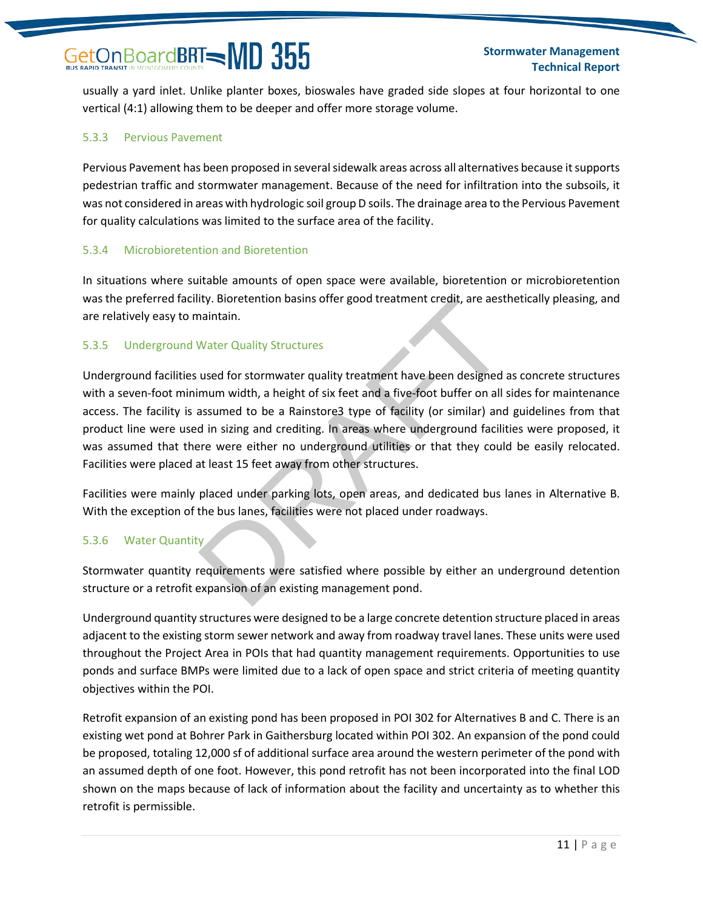usually a yard inlet. Unlike planter boxes, bioswales have graded side slopes at four horizontal to one vertical (4:1) allowing them to be deeper and offer more storage volume.

### 5.3.3 Pervious Pavement

Pervious Pavement has been proposed in several sidewalk areas across all alternatives because it supports pedestrian traffic and stormwater management. Because of the need for infiltration into the subsoils, it was not considered in areas with hydrologic soil group D soils. The drainage area to the Pervious Pavement for quality calculations was limited to the surface area of the facility.

### 5.3.4 Microbioretention and Bioretention

In situations where suitable amounts of open space were available, bioretention or microbioretention was the preferred facility. Bioretention basins offer good treatment credit, are aesthetically pleasing, and are relatively easy to maintain.

### 5.3.5 Underground Water Quality Structures

Underground facilities used for stormwater quality treatment have been designed as concrete structures with a seven-foot minimum width, a height of six feet and a five-foot buffer on all sides for maintenance access. The facility is assumed to be a Rainstore3 type of facility (or similar) and guidelines from that product line were used in sizing and crediting. In areas where underground facilities were proposed, it was assumed that there were either no underground utilities or that they could be easily relocated. Facilities were placed at least 15 feet away from other structures.

Facilities were mainly placed under parking lots, open areas, and dedicated bus lanes in Alternative B. With the exception of the bus lanes, facilities were not placed under roadways.

### 5.3.6 Water Quantity

Stormwater quantity requirements were satisfied where possible by either an underground detention structure or a retrofit expansion of an existing management pond.

Underground quantity structures were designed to be a large concrete detention structure placed in areas adjacent to the existing storm sewer network and away from roadway travel lanes. These units were used throughout the Project Area in POIs that had quantity management requirements. Opportunities to use ponds and surface BMPs were limited due to a lack of open space and strict criteria of meeting quantity objectives within the POI.

Retrofit expansion of an existing pond has been proposed in POI 302 for Alternatives B and C. There is an existing wet pond at Bohrer Park in Gaithersburg located within POI 302. An expansion of the pond could be proposed, totaling 12,000 sf of additional surface area around the western perimeter of the pond with an assumed depth of one foot. However, this pond retrofit has not been incorporated into the final LOD shown on the maps because of lack of information about the facility and uncertainty as to whether this retrofit is permissible.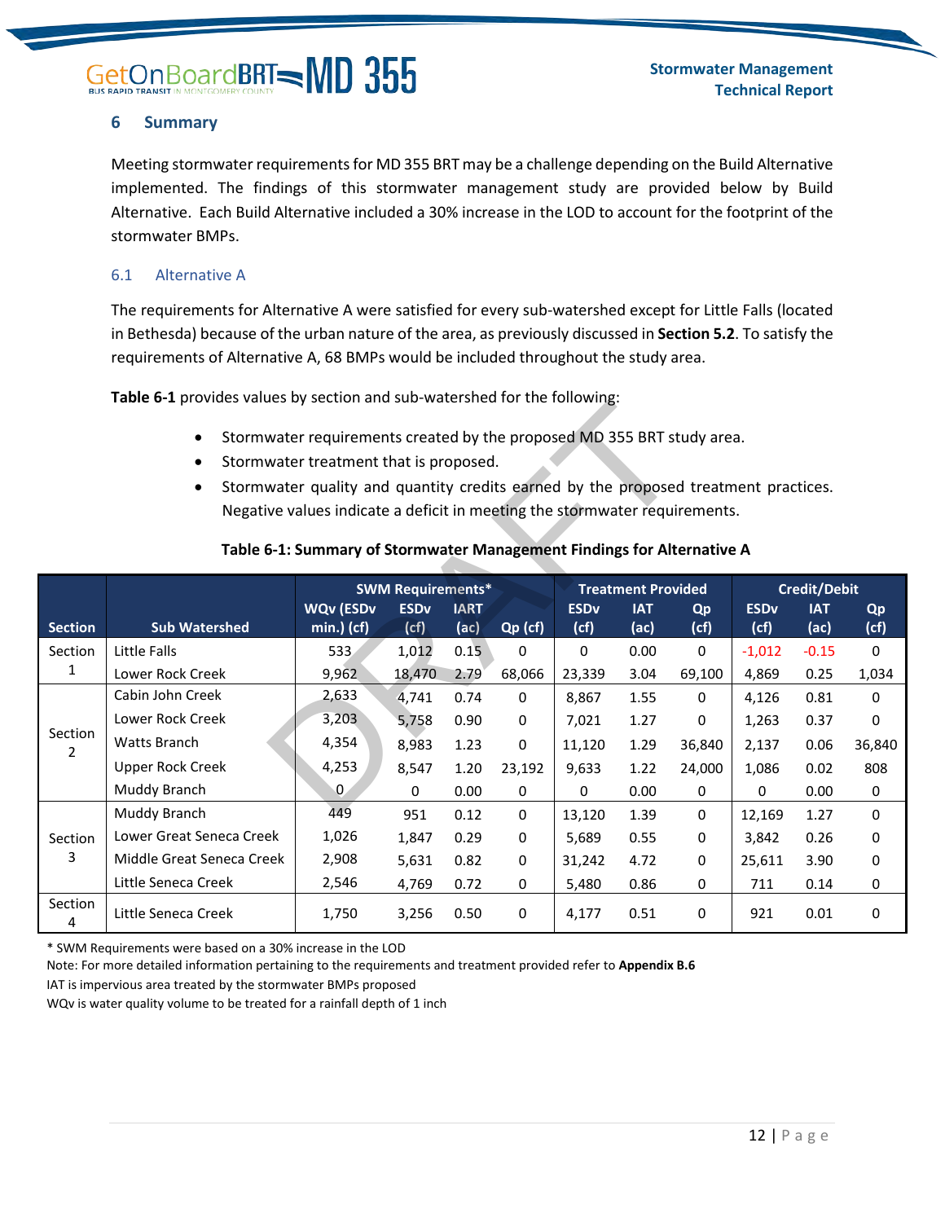## 6 Summary

Meeting stormwater requirements for MD 355 BRT may be a challenge depending on the Build Alternative implemented. The findings of this stormwater management study are provided below by Build Alternative. Each Build Alternative included a 30% increase in the LOD to account for the footprint of the stormwater BMPs.

### 6.1 Alternative A

The requirements for Alternative A were satisfied for every sub-watershed except for Little Falls (located in Bethesda) because of the urban nature of the area, as previously discussed in **Section 5.2**. To satisfy the requirements of Alternative A, 68 BMPs would be included throughout the study area.

**Table 6-1** provides values by section and sub-watershed for the following:

- Stormwater requirements created by the proposed MD 355 BRT study area.
- Stormwater treatment that is proposed.
- Stormwater quality and quantity credits earned by the proposed treatment practices. Negative values indicate a deficit in meeting the stormwater requirements.

**Table 6-1: Summary of Stormwater Management Findings for Alternative A**

| | | SWM Requirements* | | | | Treatment Provided | | | Credit/Debit | | |
|---|---|---|---|---|---|---|---|---|---|---|---|
| Section | Sub Watershed | WQv (ESDv min.) (cf) | ESDv (cf) | IART (ac) | Qp (cf) | ESDv (cf) | IAT (ac) | Qp (cf) | ESDv (cf) | IAT (ac) | Qp (cf) |
| Section 1 | Little Falls | 533 | 1,012 | 0.15 | 0 | 0 | 0.00 | 0 | -1,012 | -0.15 | 0 |
| | Lower Rock Creek | 9,962 | 18,470 | 2.79 | 68,066 | 23,339 | 3.04 | 69,100 | 4,869 | 0.25 | 1,034 |
| Section 2 | Cabin John Creek | 2,633 | 4,741 | 0.74 | 0 | 8,867 | 1.55 | 0 | 4,126 | 0.81 | 0 |
| | Lower Rock Creek | 3,203 | 5,758 | 0.90 | 0 | 7,021 | 1.27 | 0 | 1,263 | 0.37 | 0 |
| | Watts Branch | 4,354 | 8,983 | 1.23 | 0 | 11,120 | 1.29 | 36,840 | 2,137 | 0.06 | 36,840 |
| | Upper Rock Creek | 4,253 | 8,547 | 1.20 | 23,192 | 9,633 | 1.22 | 24,000 | 1,086 | 0.02 | 808 |
| | Muddy Branch | 0 | 0 | 0.00 | 0 | 0 | 0.00 | 0 | 0 | 0.00 | 0 |
| Section 3 | Muddy Branch | 449 | 951 | 0.12 | 0 | 13,120 | 1.39 | 0 | 12,169 | 1.27 | 0 |
| | Lower Great Seneca Creek | 1,026 | 1,847 | 0.29 | 0 | 5,689 | 0.55 | 0 | 3,842 | 0.26 | 0 |
| | Middle Great Seneca Creek | 2,908 | 5,631 | 0.82 | 0 | 31,242 | 4.72 | 0 | 25,611 | 3.90 | 0 |
| | Little Seneca Creek | 2,546 | 4,769 | 0.72 | 0 | 5,480 | 0.86 | 0 | 711 | 0.14 | 0 |
| Section 4 | Little Seneca Creek | 1,750 | 3,256 | 0.50 | 0 | 4,177 | 0.51 | 0 | 921 | 0.01 | 0 |

* SWM Requirements were based on a 30% increase in the LOD

Note: For more detailed information pertaining to the requirements and treatment provided refer to **Appendix B.6**

IAT is impervious area treated by the stormwater BMPs proposed

WQv is water quality volume to be treated for a rainfall depth of 1 inch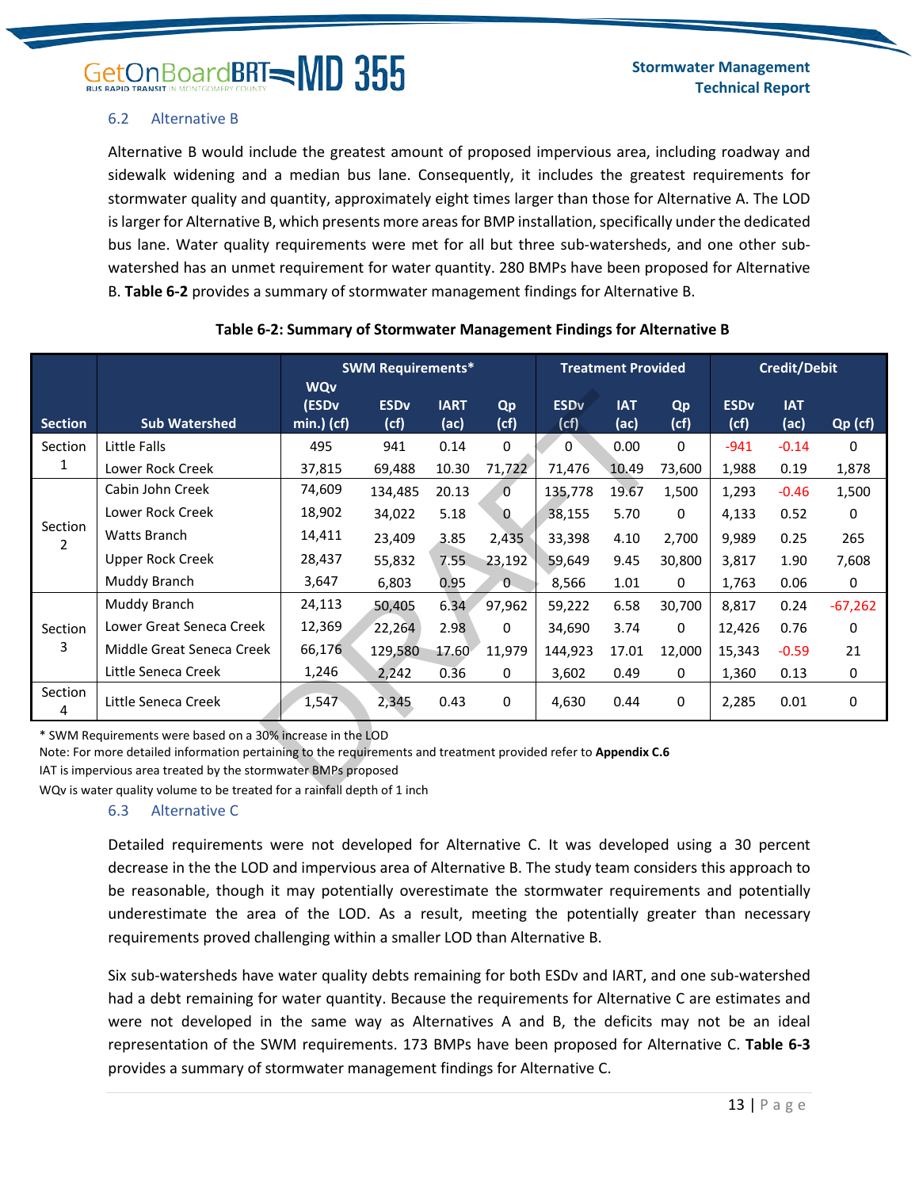## 6.2 Alternative B

Alternative B would include the greatest amount of proposed impervious area, including roadway and sidewalk widening and a median bus lane. Consequently, it includes the greatest requirements for stormwater quality and quantity, approximately eight times larger than those for Alternative A. The LOD is larger for Alternative B, which presents more areas for BMP installation, specifically under the dedicated bus lane. Water quality requirements were met for all but three sub-watersheds, and one other sub-watershed has an unmet requirement for water quantity. 280 BMPs have been proposed for Alternative B. **Table 6-2** provides a summary of stormwater management findings for Alternative B.

**Table 6-2: Summary of Stormwater Management Findings for Alternative B**

| Section | Sub Watershed | SWM Requirements* | | | | Treatment Provided | | | Credit/Debit | | |
|---|---|---|---|---|---|---|---|---|---|---|---|
| | | WQv (ESDv min.) (cf) | ESDv (cf) | IART (ac) | Qp (cf) | ESDv (cf) | IAT (ac) | Qp (cf) | ESDv (cf) | IAT (ac) | Qp (cf) |
| Section 1 | Little Falls | 495 | 941 | 0.14 | 0 | 0 | 0.00 | 0 | -941 | -0.14 | 0 |
| | Lower Rock Creek | 37,815 | 69,488 | 10.30 | 71,722 | 71,476 | 10.49 | 73,600 | 1,988 | 0.19 | 1,878 |
| Section 2 | Cabin John Creek | 74,609 | 134,485 | 20.13 | 0 | 135,778 | 19.67 | 1,500 | 1,293 | -0.46 | 1,500 |
| | Lower Rock Creek | 18,902 | 34,022 | 5.18 | 0 | 38,155 | 5.70 | 0 | 4,133 | 0.52 | 0 |
| | Watts Branch | 14,411 | 23,409 | 3.85 | 2,435 | 33,398 | 4.10 | 2,700 | 9,989 | 0.25 | 265 |
| | Upper Rock Creek | 28,437 | 55,832 | 7.55 | 23,192 | 59,649 | 9.45 | 30,800 | 3,817 | 1.90 | 7,608 |
| | Muddy Branch | 3,647 | 6,803 | 0.95 | 0 | 8,566 | 1.01 | 0 | 1,763 | 0.06 | 0 |
| Section 3 | Muddy Branch | 24,113 | 50,405 | 6.34 | 97,962 | 59,222 | 6.58 | 30,700 | 8,817 | 0.24 | -67,262 |
| | Lower Great Seneca Creek | 12,369 | 22,264 | 2.98 | 0 | 34,690 | 3.74 | 0 | 12,426 | 0.76 | 0 |
| | Middle Great Seneca Creek | 66,176 | 129,580 | 17.60 | 11,979 | 144,923 | 17.01 | 12,000 | 15,343 | -0.59 | 21 |
| | Little Seneca Creek | 1,246 | 2,242 | 0.36 | 0 | 3,602 | 0.49 | 0 | 1,360 | 0.13 | 0 |
| Section 4 | Little Seneca Creek | 1,547 | 2,345 | 0.43 | 0 | 4,630 | 0.44 | 0 | 2,285 | 0.01 | 0 |

* SWM Requirements were based on a 30% increase in the LOD

Note: For more detailed information pertaining to the requirements and treatment provided refer to **Appendix C.6**

IAT is impervious area treated by the stormwater BMPs proposed

WQv is water quality volume to be treated for a rainfall depth of 1 inch

## 6.3 Alternative C

Detailed requirements were not developed for Alternative C. It was developed using a 30 percent decrease in the the LOD and impervious area of Alternative B. The study team considers this approach to be reasonable, though it may potentially overestimate the stormwater requirements and potentially underestimate the area of the LOD. As a result, meeting the potentially greater than necessary requirements proved challenging within a smaller LOD than Alternative B.

Six sub-watersheds have water quality debts remaining for both ESDv and IART, and one sub-watershed had a debt remaining for water quantity. Because the requirements for Alternative C are estimates and were not developed in the same way as Alternatives A and B, the deficits may not be an ideal representation of the SWM requirements. 173 BMPs have been proposed for Alternative C. **Table 6-3** provides a summary of stormwater management findings for Alternative C.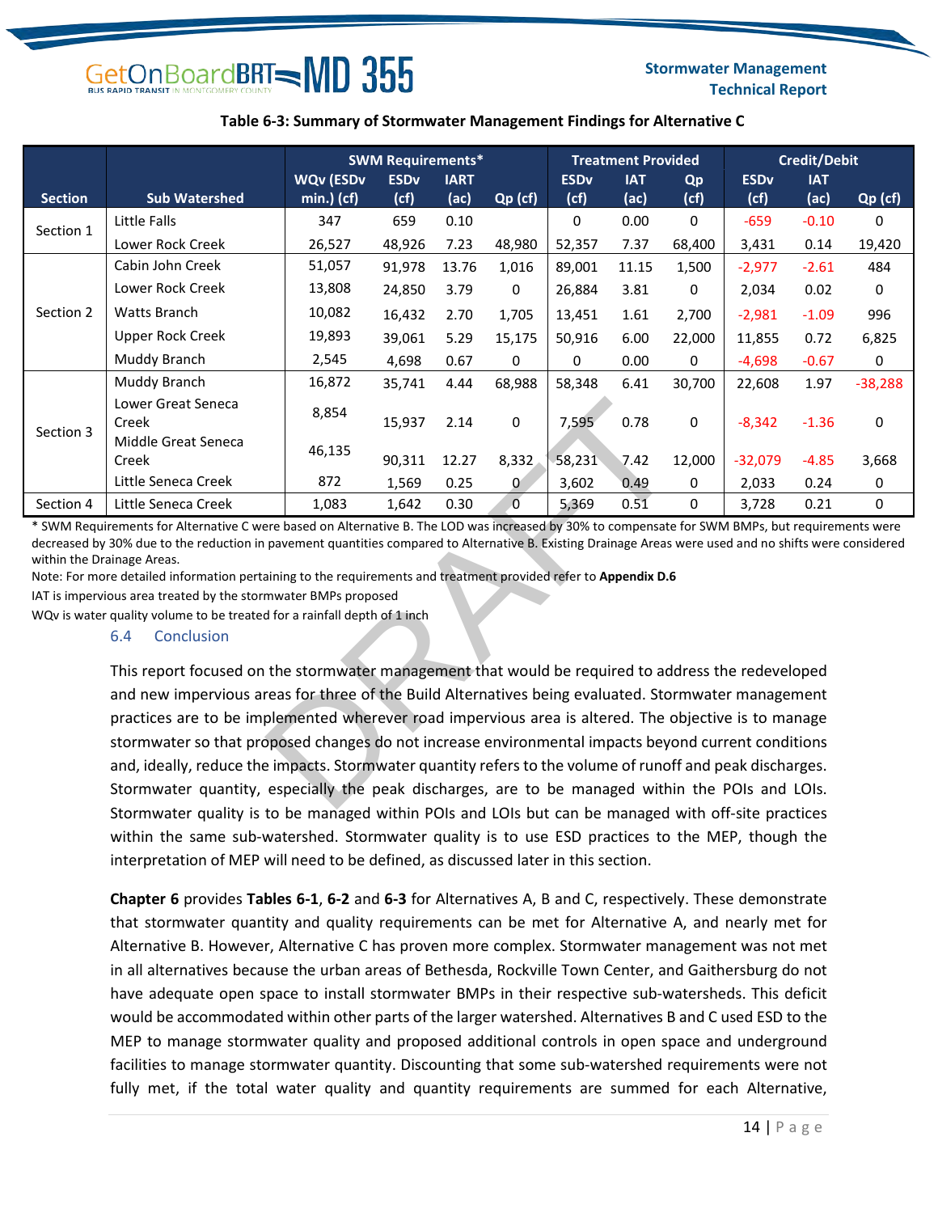**Table 6-3: Summary of Stormwater Management Findings for Alternative C**

| Section | Sub Watershed | SWM Requirements* | | | | Treatment Provided | | | Credit/Debit | | |
|---|---|---|---|---|---|---|---|---|---|---|---|
| | | WQv (ESDv min.) (cf) | ESDv (cf) | IART (ac) | Qp (cf) | ESDv (cf) | IAT (ac) | Qp (cf) | ESDv (cf) | IAT (ac) | Qp (cf) |
| Section 1 | Little Falls | 347 | 659 | 0.10 | | 0 | 0.00 | 0 | -659 | -0.10 | 0 |
| | Lower Rock Creek | 26,527 | 48,926 | 7.23 | 48,980 | 52,357 | 7.37 | 68,400 | 3,431 | 0.14 | 19,420 |
| Section 2 | Cabin John Creek | 51,057 | 91,978 | 13.76 | 1,016 | 89,001 | 11.15 | 1,500 | -2,977 | -2.61 | 484 |
| | Lower Rock Creek | 13,808 | 24,850 | 3.79 | 0 | 26,884 | 3.81 | 0 | 2,034 | 0.02 | 0 |
| | Watts Branch | 10,082 | 16,432 | 2.70 | 1,705 | 13,451 | 1.61 | 2,700 | -2,981 | -1.09 | 996 |
| | Upper Rock Creek | 19,893 | 39,061 | 5.29 | 15,175 | 50,916 | 6.00 | 22,000 | 11,855 | 0.72 | 6,825 |
| | Muddy Branch | 2,545 | 4,698 | 0.67 | 0 | 0 | 0.00 | 0 | -4,698 | -0.67 | 0 |
| Section 3 | Muddy Branch | 16,872 | 35,741 | 4.44 | 68,988 | 58,348 | 6.41 | 30,700 | 22,608 | 1.97 | -38,288 |
| | Lower Great Seneca Creek | 8,854 | 15,937 | 2.14 | 0 | 7,595 | 0.78 | 0 | -8,342 | -1.36 | 0 |
| | Middle Great Seneca Creek | 46,135 | 90,311 | 12.27 | 8,332 | 58,231 | 7.42 | 12,000 | -32,079 | -4.85 | 3,668 |
| | Little Seneca Creek | 872 | 1,569 | 0.25 | 0 | 3,602 | 0.49 | 0 | 2,033 | 0.24 | 0 |
| Section 4 | Little Seneca Creek | 1,083 | 1,642 | 0.30 | 0 | 5,369 | 0.51 | 0 | 3,728 | 0.21 | 0 |

\* SWM Requirements for Alternative C were based on Alternative B. The LOD was increased by 30% to compensate for SWM BMPs, but requirements were decreased by 30% due to the reduction in pavement quantities compared to Alternative B. Existing Drainage Areas were used and no shifts were considered within the Drainage Areas.

Note: For more detailed information pertaining to the requirements and treatment provided refer to **Appendix D.6**

IAT is impervious area treated by the stormwater BMPs proposed

WQv is water quality volume to be treated for a rainfall depth of 1 inch

### 6.4 Conclusion

This report focused on the stormwater management that would be required to address the redeveloped and new impervious areas for three of the Build Alternatives being evaluated. Stormwater management practices are to be implemented wherever road impervious area is altered. The objective is to manage stormwater so that proposed changes do not increase environmental impacts beyond current conditions and, ideally, reduce the impacts. Stormwater quantity refers to the volume of runoff and peak discharges. Stormwater quantity, especially the peak discharges, are to be managed within the POIs and LOIs. Stormwater quality is to be managed within POIs and LOIs but can be managed with off-site practices within the same sub-watershed. Stormwater quality is to use ESD practices to the MEP, though the interpretation of MEP will need to be defined, as discussed later in this section.

**Chapter 6** provides **Tables 6-1**, **6-2** and **6-3** for Alternatives A, B and C, respectively. These demonstrate that stormwater quantity and quality requirements can be met for Alternative A, and nearly met for Alternative B. However, Alternative C has proven more complex. Stormwater management was not met in all alternatives because the urban areas of Bethesda, Rockville Town Center, and Gaithersburg do not have adequate open space to install stormwater BMPs in their respective sub-watersheds. This deficit would be accommodated within other parts of the larger watershed. Alternatives B and C used ESD to the MEP to manage stormwater quality and proposed additional controls in open space and underground facilities to manage stormwater quantity. Discounting that some sub-watershed requirements were not fully met, if the total water quality and quantity requirements are summed for each Alternative,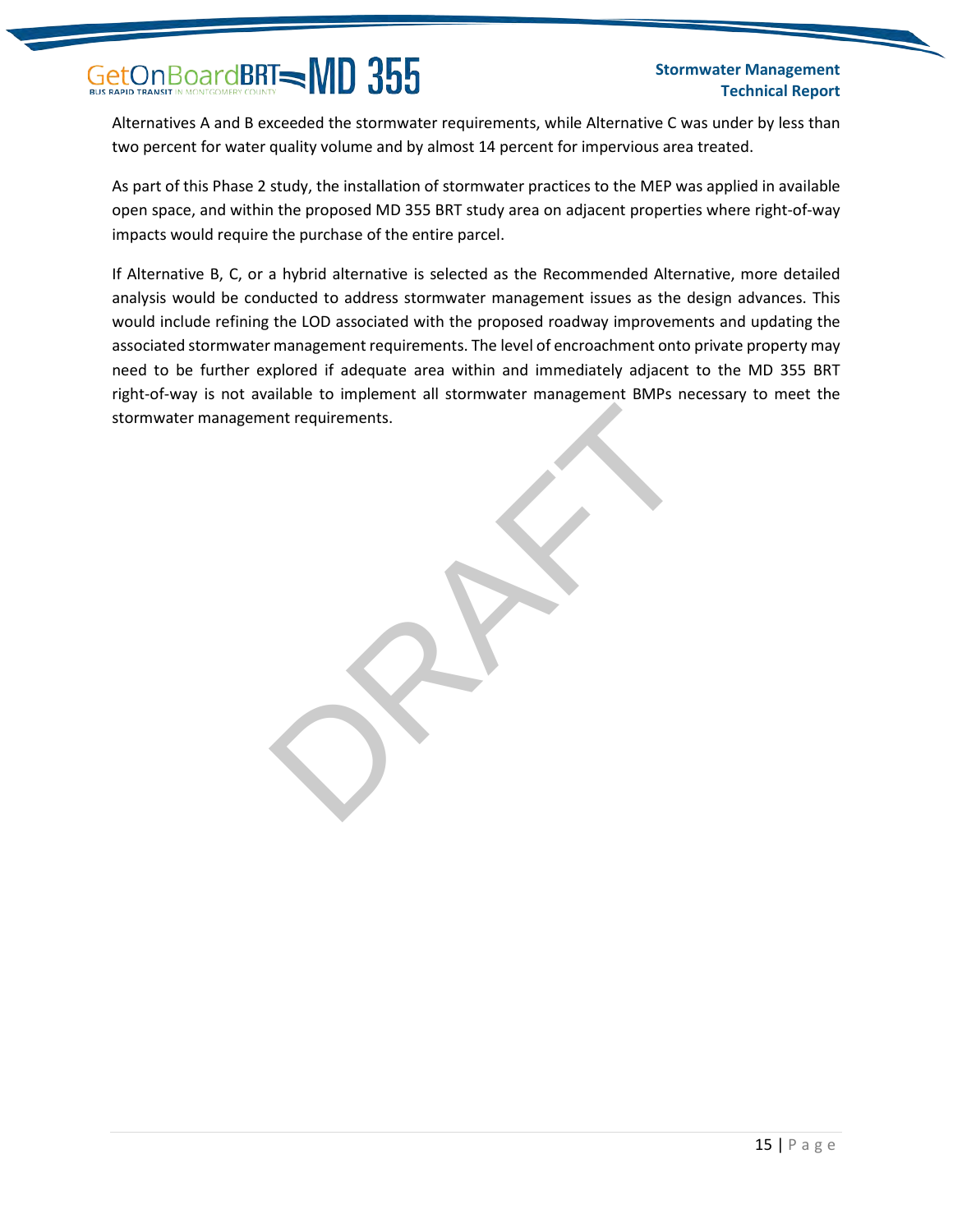Alternatives A and B exceeded the stormwater requirements, while Alternative C was under by less than two percent for water quality volume and by almost 14 percent for impervious area treated.

As part of this Phase 2 study, the installation of stormwater practices to the MEP was applied in available open space, and within the proposed MD 355 BRT study area on adjacent properties where right-of-way impacts would require the purchase of the entire parcel.

If Alternative B, C, or a hybrid alternative is selected as the Recommended Alternative, more detailed analysis would be conducted to address stormwater management issues as the design advances. This would include refining the LOD associated with the proposed roadway improvements and updating the associated stormwater management requirements. The level of encroachment onto private property may need to be further explored if adequate area within and immediately adjacent to the MD 355 BRT right-of-way is not available to implement all stormwater management BMPs necessary to meet the stormwater management requirements.